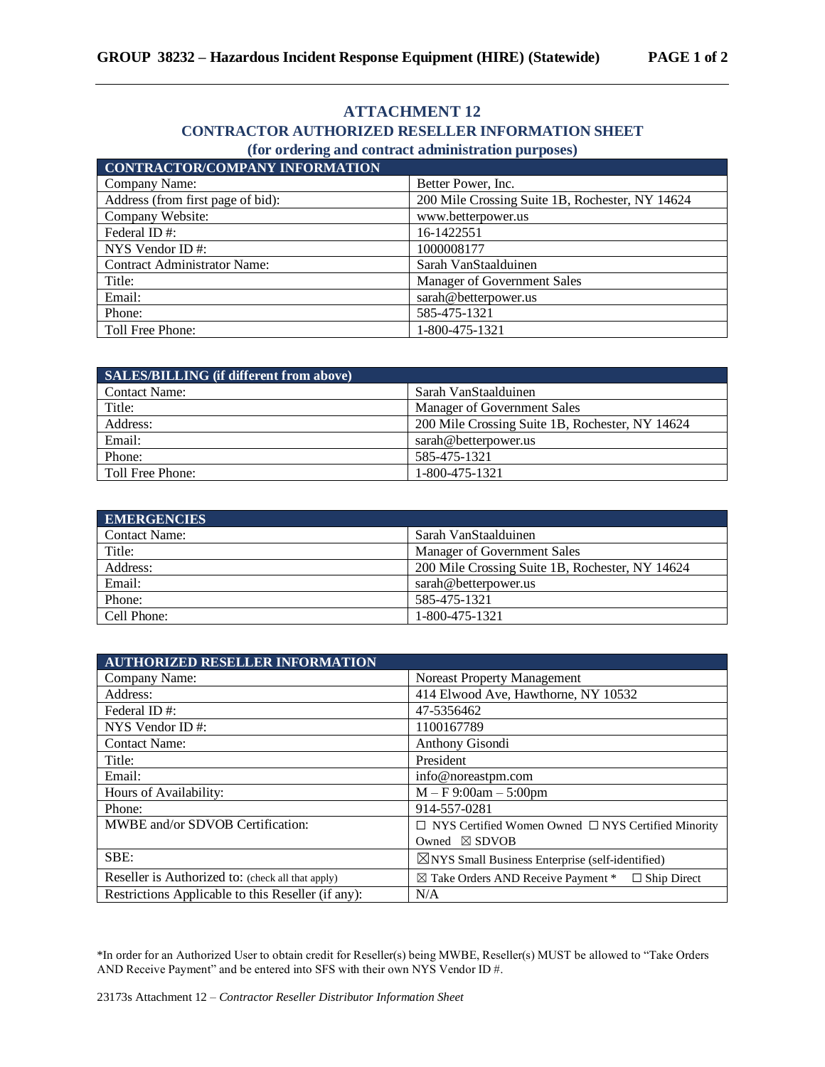# ATTACHMENT 12

## CONTRACTOR AUTHORIZED RESELLER INFORMATION SHEET

### (for ordering and contract administration purposes)

| CONTRACTOR/COMPANY INFORMATION | |
|---|---|
| Company Name: | Better Power, Inc. |
| Address (from first page of bid): | 200 Mile Crossing Suite 1B, Rochester, NY 14624 |
| Company Website: | www.betterpower.us |
| Federal ID #: | 16-1422551 |
| NYS Vendor ID #: | 1000008177 |
| Contract Administrator Name: | Sarah VanStaalduinen |
| Title: | Manager of Government Sales |
| Email: | sarah@betterpower.us |
| Phone: | 585-475-1321 |
| Toll Free Phone: | 1-800-475-1321 |

| SALES/BILLING (if different from above) | |
|---|---|
| Contact Name: | Sarah VanStaalduinen |
| Title: | Manager of Government Sales |
| Address: | 200 Mile Crossing Suite 1B, Rochester, NY 14624 |
| Email: | sarah@betterpower.us |
| Phone: | 585-475-1321 |
| Toll Free Phone: | 1-800-475-1321 |

| EMERGENCIES | |
|---|---|
| Contact Name: | Sarah VanStaalduinen |
| Title: | Manager of Government Sales |
| Address: | 200 Mile Crossing Suite 1B, Rochester, NY 14624 |
| Email: | sarah@betterpower.us |
| Phone: | 585-475-1321 |
| Cell Phone: | 1-800-475-1321 |

| AUTHORIZED RESELLER INFORMATION | |
|---|---|
| Company Name: | Noreast Property Management |
| Address: | 414 Elwood Ave, Hawthorne, NY 10532 |
| Federal ID #: | 47-5356462 |
| NYS Vendor ID #: | 1100167789 |
| Contact Name: | Anthony Gisondi |
| Title: | President |
| Email: | info@noreastpm.com |
| Hours of Availability: | M – F 9:00am – 5:00pm |
| Phone: | 914-557-0281 |
| MWBE and/or SDVOB Certification: | ☐ NYS Certified Women Owned ☐ NYS Certified Minority Owned ☒ SDVOB |
| SBE: | ☒NYS Small Business Enterprise (self-identified) |
| Reseller is Authorized to: (check all that apply) | ☒ Take Orders AND Receive Payment * ☐ Ship Direct |
| Restrictions Applicable to this Reseller (if any): | N/A |

*In order for an Authorized User to obtain credit for Reseller(s) being MWBE, Reseller(s) MUST be allowed to "Take Orders AND Receive Payment" and be entered into SFS with their own NYS Vendor ID #.

23173s Attachment 12 – *Contractor Reseller Distributor Information Sheet*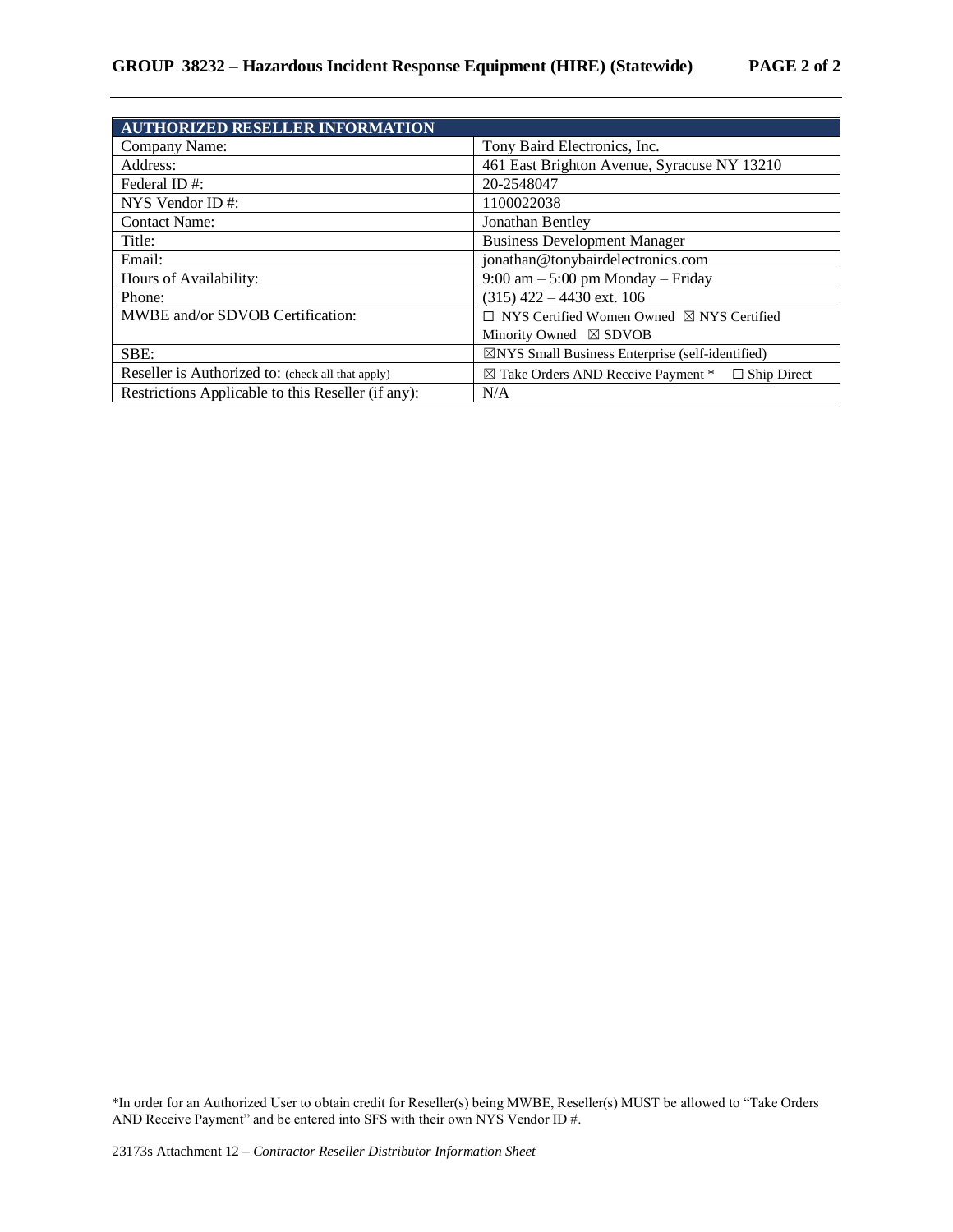| AUTHORIZED RESELLER INFORMATION | |
|---|---|
| Company Name: | Tony Baird Electronics, Inc. |
| Address: | 461 East Brighton Avenue, Syracuse NY 13210 |
| Federal ID #: | 20-2548047 |
| NYS Vendor ID #: | 1100022038 |
| Contact Name: | Jonathan Bentley |
| Title: | Business Development Manager |
| Email: | jonathan@tonybairdelectronics.com |
| Hours of Availability: | 9:00 am – 5:00 pm Monday – Friday |
| Phone: | (315) 422 – 4430 ext. 106 |
| MWBE and/or SDVOB Certification: | ☐ NYS Certified Women Owned ☒ NYS Certified Minority Owned ☒ SDVOB |
| SBE: | ☒NYS Small Business Enterprise (self-identified) |
| Reseller is Authorized to: (check all that apply) | ☒ Take Orders AND Receive Payment * ☐ Ship Direct |
| Restrictions Applicable to this Reseller (if any): | N/A |

*In order for an Authorized User to obtain credit for Reseller(s) being MWBE, Reseller(s) MUST be allowed to "Take Orders AND Receive Payment" and be entered into SFS with their own NYS Vendor ID #.

23173s Attachment 12 – *Contractor Reseller Distributor Information Sheet*